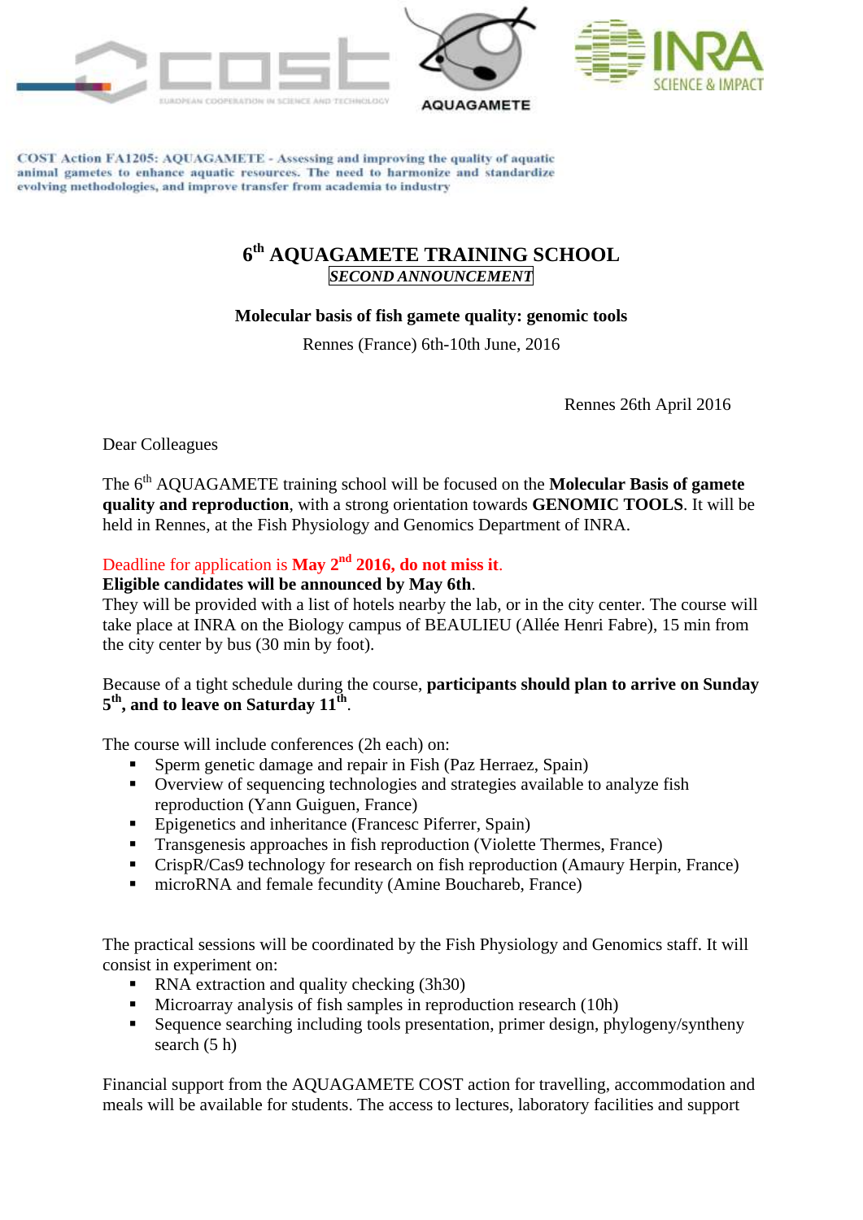COST Action FA1205: AQUAGAMETE - Assessing and improving the quality of aquatic animal gametes to enhance aquatic resources. The need to harmonize and standardize evolving methodologies, and improve transfer from academia to industry

# 6th AQUAGAMETE TRAINING SCHOOL

***SECOND ANNOUNCEMENT***

**Molecular basis of fish gamete quality: genomic tools**

Rennes (France) 6th-10th June, 2016

Rennes 26th April 2016

Dear Colleagues

The 6th AQUAGAMETE training school will be focused on the **Molecular Basis of gamete quality and reproduction**, with a strong orientation towards **GENOMIC TOOLS**. It will be held in Rennes, at the Fish Physiology and Genomics Department of INRA.

Deadline for application is **May 2nd 2016, do not miss it**.

**Eligible candidates will be announced by May 6th**.

They will be provided with a list of hotels nearby the lab, or in the city center. The course will take place at INRA on the Biology campus of BEAULIEU (Allée Henri Fabre), 15 min from the city center by bus (30 min by foot).

Because of a tight schedule during the course, **participants should plan to arrive on Sunday 5th, and to leave on Saturday 11th**.

The course will include conferences (2h each) on:

- Sperm genetic damage and repair in Fish (Paz Herraez, Spain)
- Overview of sequencing technologies and strategies available to analyze fish reproduction (Yann Guiguen, France)
- Epigenetics and inheritance (Francesc Piferrer, Spain)
- Transgenesis approaches in fish reproduction (Violette Thermes, France)
- CrispR/Cas9 technology for research on fish reproduction (Amaury Herpin, France)
- microRNA and female fecundity (Amine Bouchareb, France)

The practical sessions will be coordinated by the Fish Physiology and Genomics staff. It will consist in experiment on:

- RNA extraction and quality checking (3h30)
- Microarray analysis of fish samples in reproduction research (10h)
- Sequence searching including tools presentation, primer design, phylogeny/syntheny search (5 h)

Financial support from the AQUAGAMETE COST action for travelling, accommodation and meals will be available for students. The access to lectures, laboratory facilities and support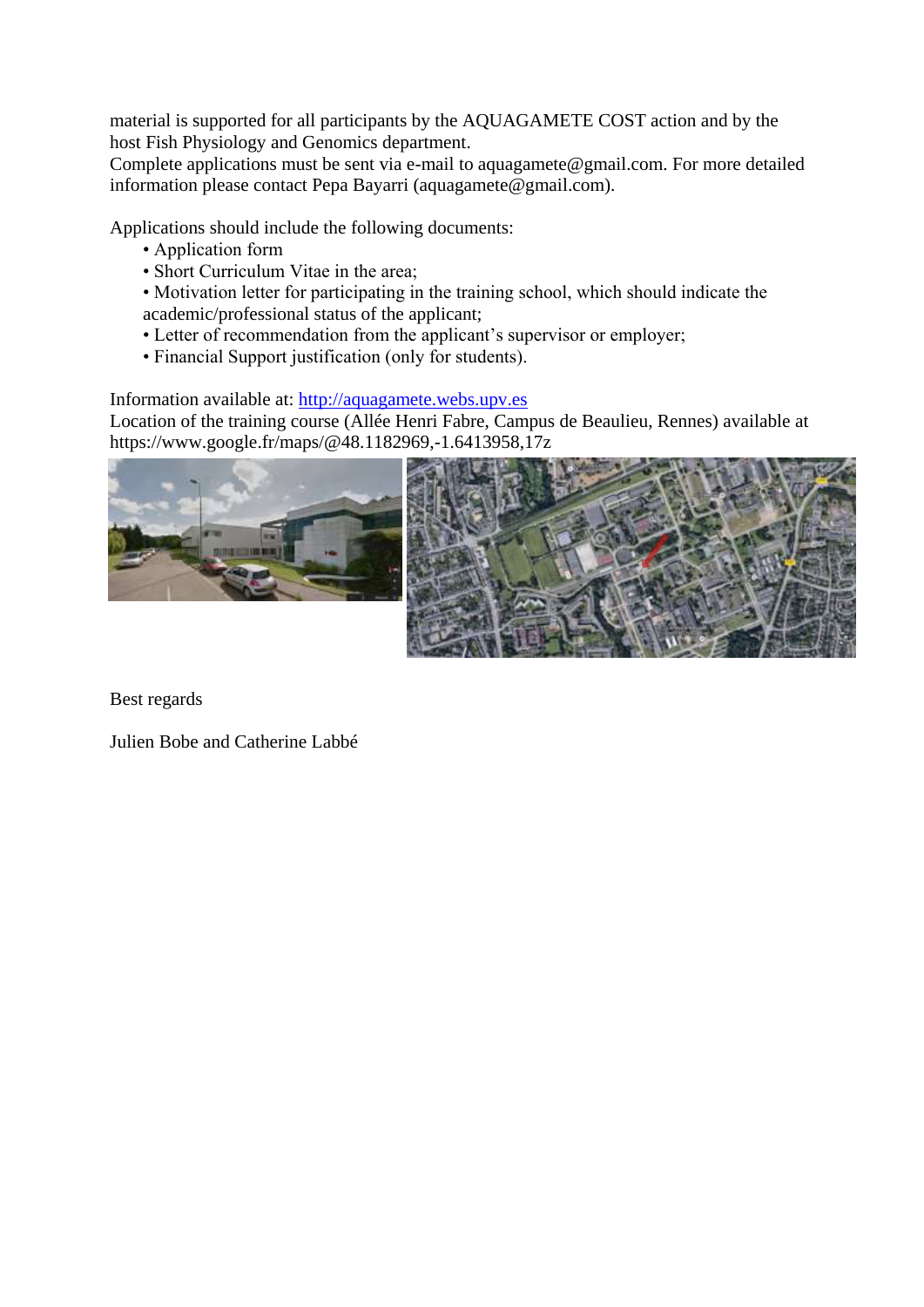material is supported for all participants by the AQUAGAMETE COST action and by the host Fish Physiology and Genomics department.
Complete applications must be sent via e-mail to aquagamete@gmail.com. For more detailed information please contact Pepa Bayarri (aquagamete@gmail.com).

Applications should include the following documents:

- Application form
- Short Curriculum Vitae in the area;
- Motivation letter for participating in the training school, which should indicate the academic/professional status of the applicant;
- Letter of recommendation from the applicant's supervisor or employer;
- Financial Support justification (only for students).

Information available at: http://aquagamete.webs.upv.es
Location of the training course (Allée Henri Fabre, Campus de Beaulieu, Rennes) available at https://www.google.fr/maps/@48.1182969,-1.6413958,17z

Best regards

Julien Bobe and Catherine Labbé